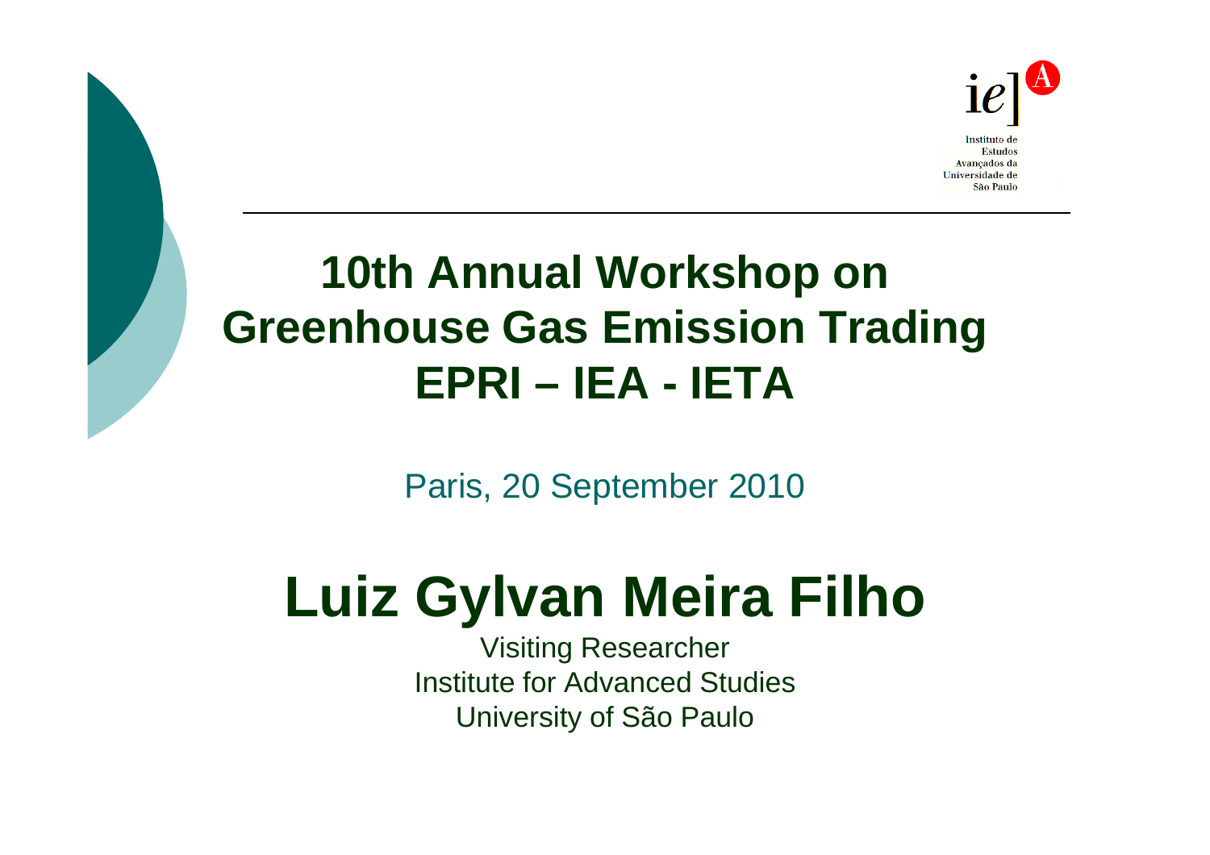Instituto de Estudos Avançados da Universidade de São Paulo

# 10th Annual Workshop on Greenhouse Gas Emission Trading EPRI – IEA - IETA

Paris, 20 September 2010

# Luiz Gylvan Meira Filho

Visiting Researcher
Institute for Advanced Studies
University of São Paulo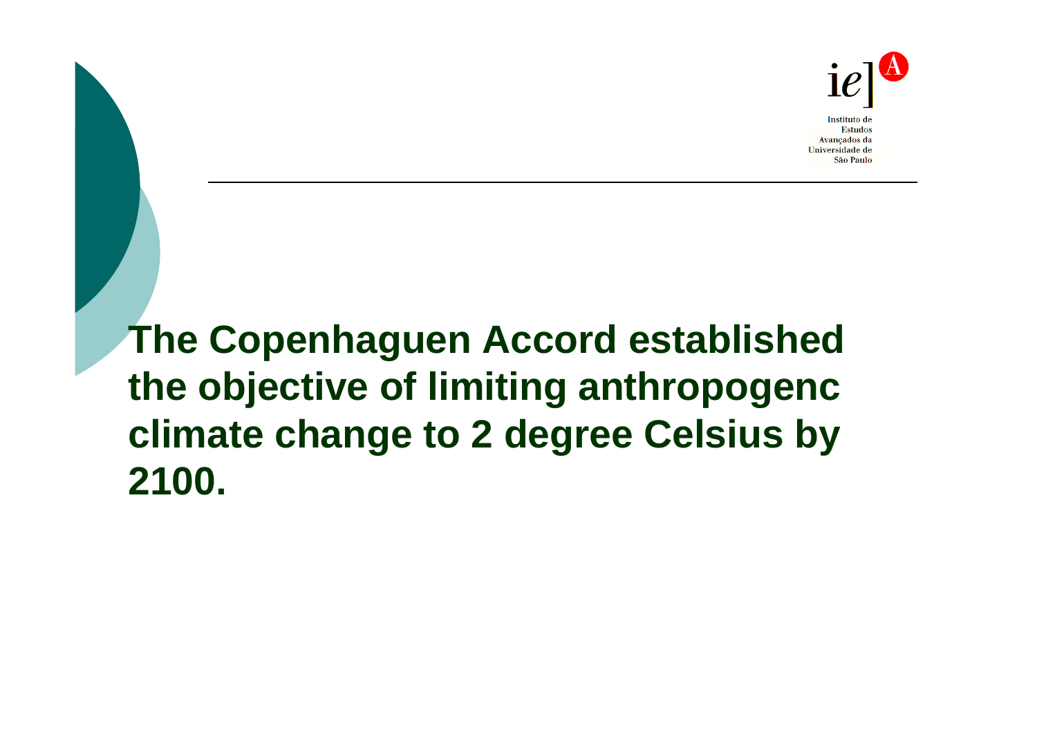**The Copenhaguen Accord established the objective of limiting anthropogenc climate change to 2 degree Celsius by 2100.**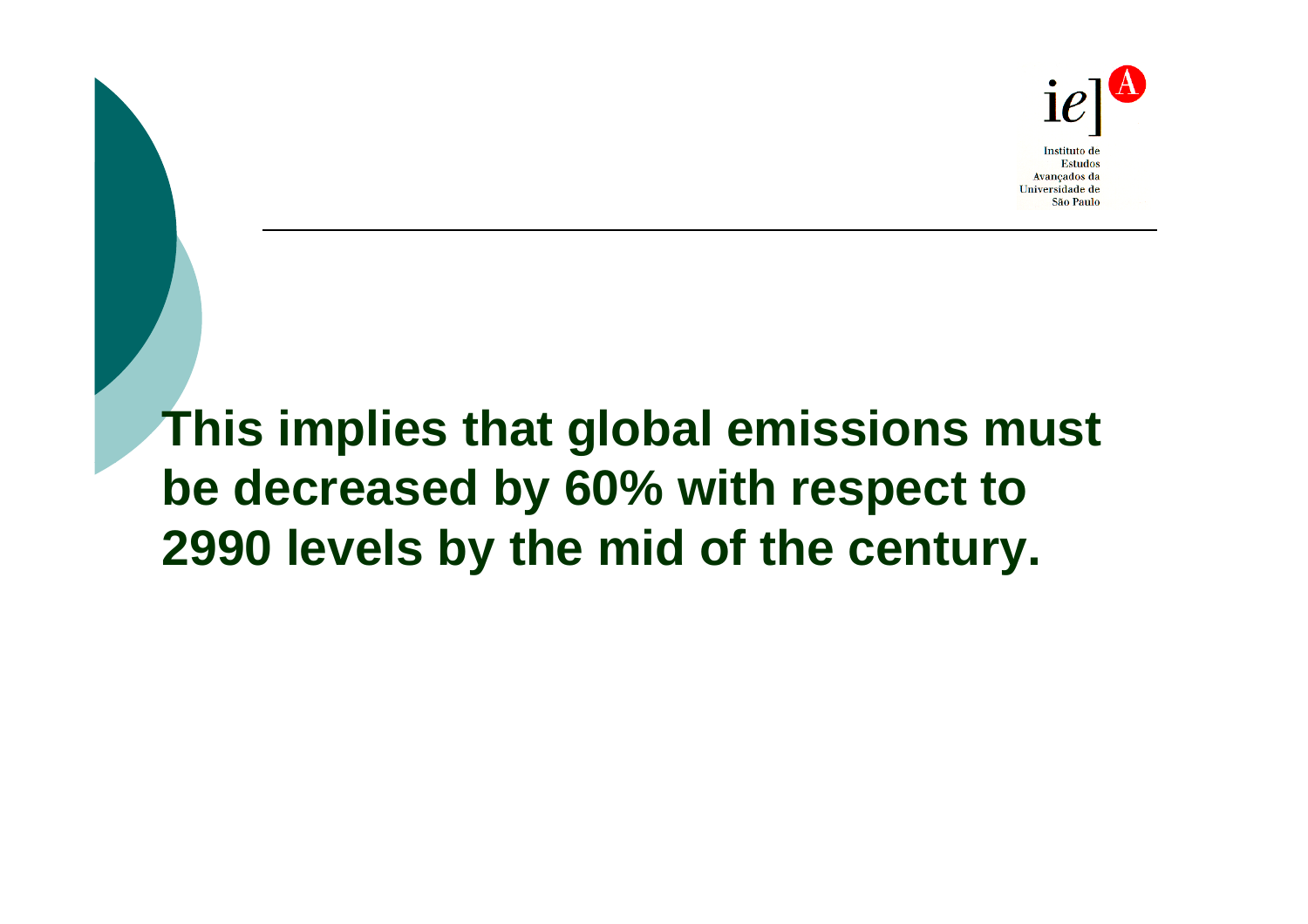**This implies that global emissions must be decreased by 60% with respect to 2990 levels by the mid of the century.**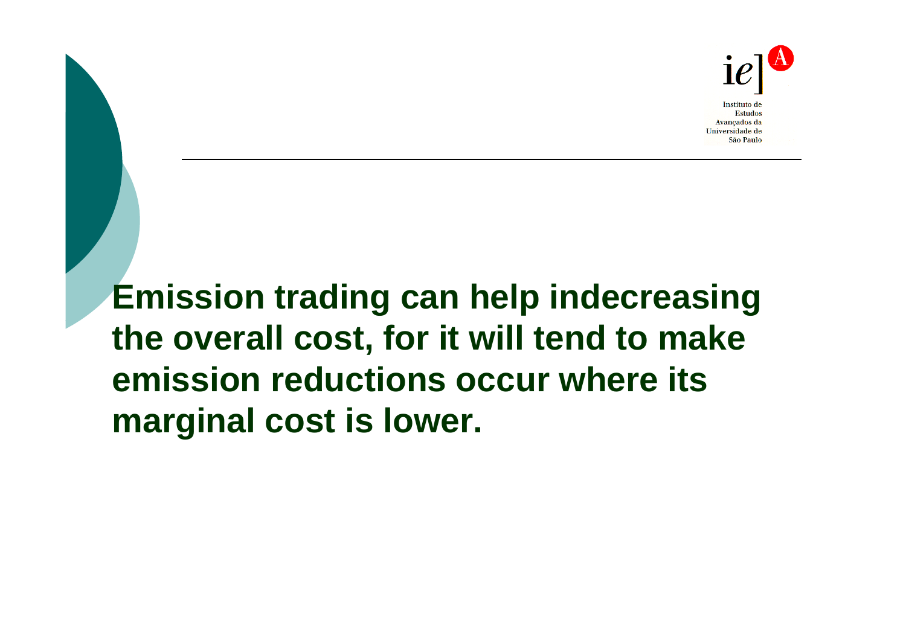**Emission trading can help indecreasing the overall cost, for it will tend to make emission reductions occur where its marginal cost is lower.**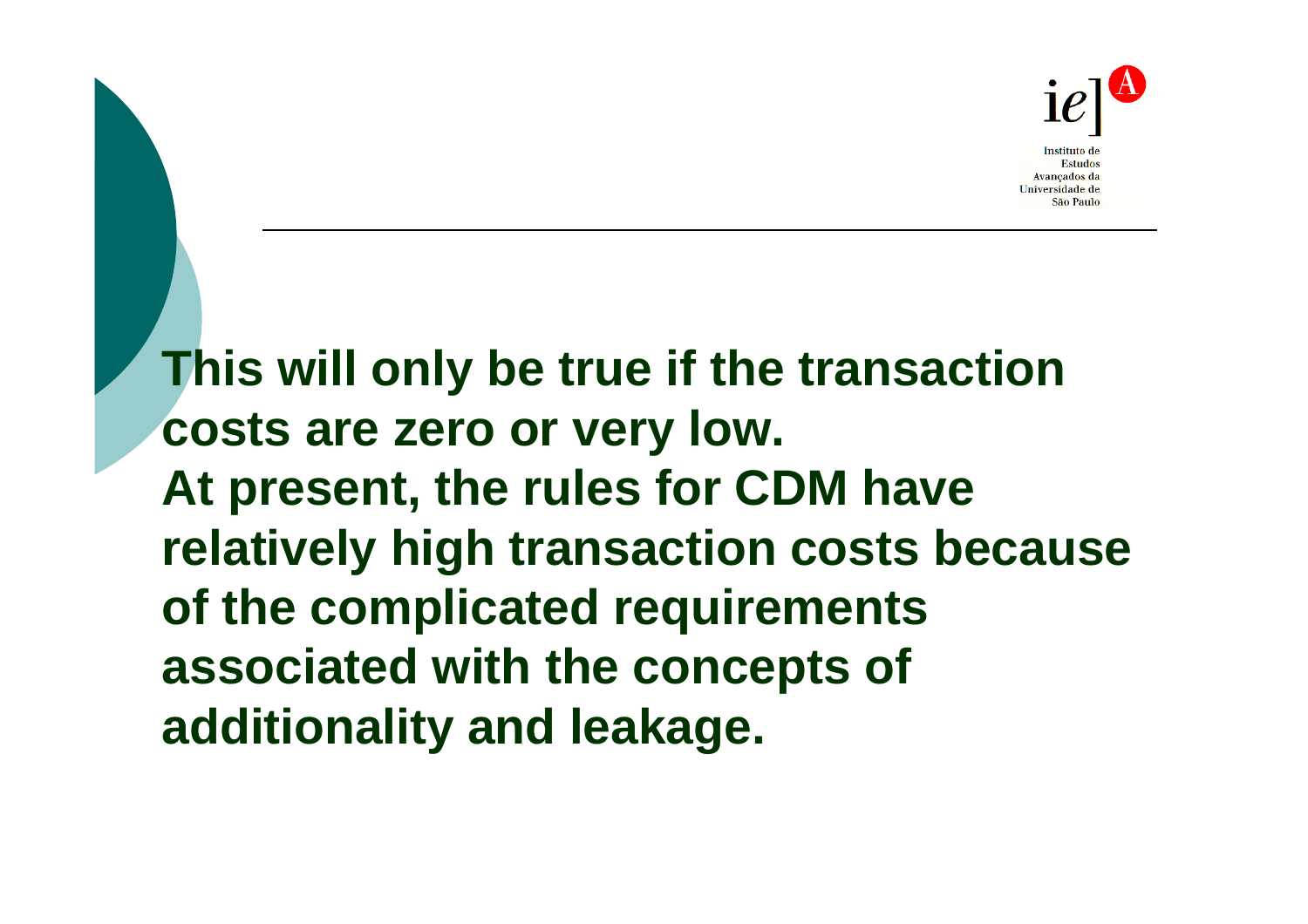**This will only be true if the transaction costs are zero or very low.**
**At present, the rules for CDM have relatively high transaction costs because of the complicated requirements associated with the concepts of additionality and leakage.**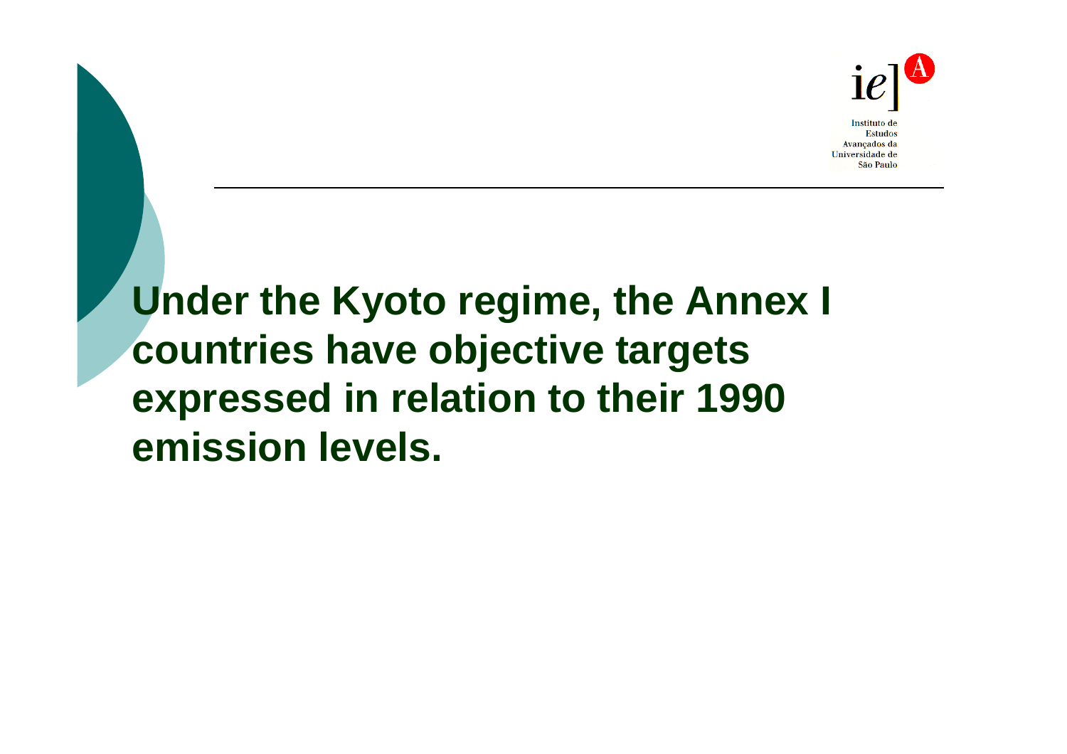**Under the Kyoto regime, the Annex I countries have objective targets expressed in relation to their 1990 emission levels.**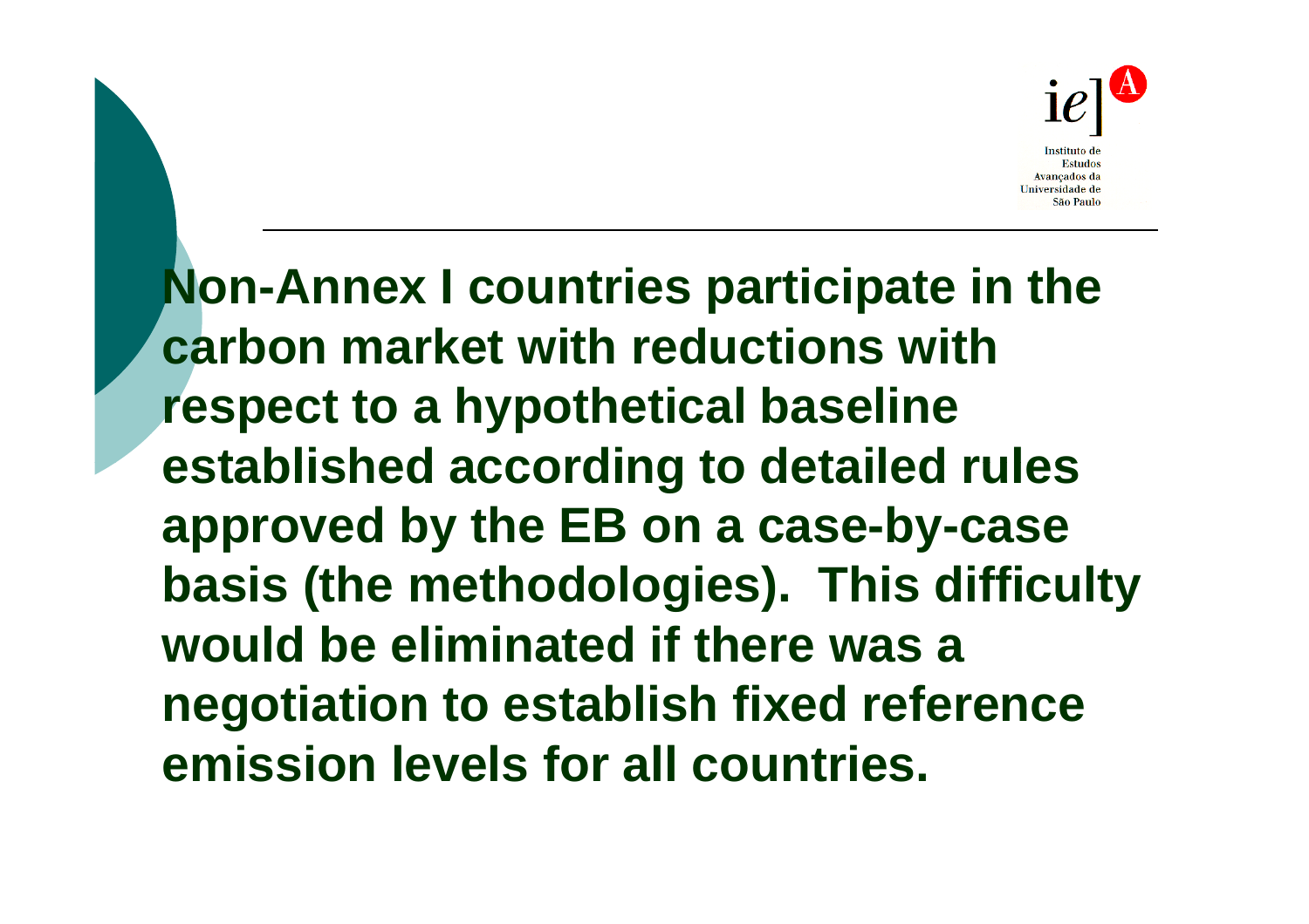**Non-Annex I countries participate in the carbon market with reductions with respect to a hypothetical baseline established according to detailed rules approved by the EB on a case-by-case basis (the methodologies). This difficulty would be eliminated if there was a negotiation to establish fixed reference emission levels for all countries.**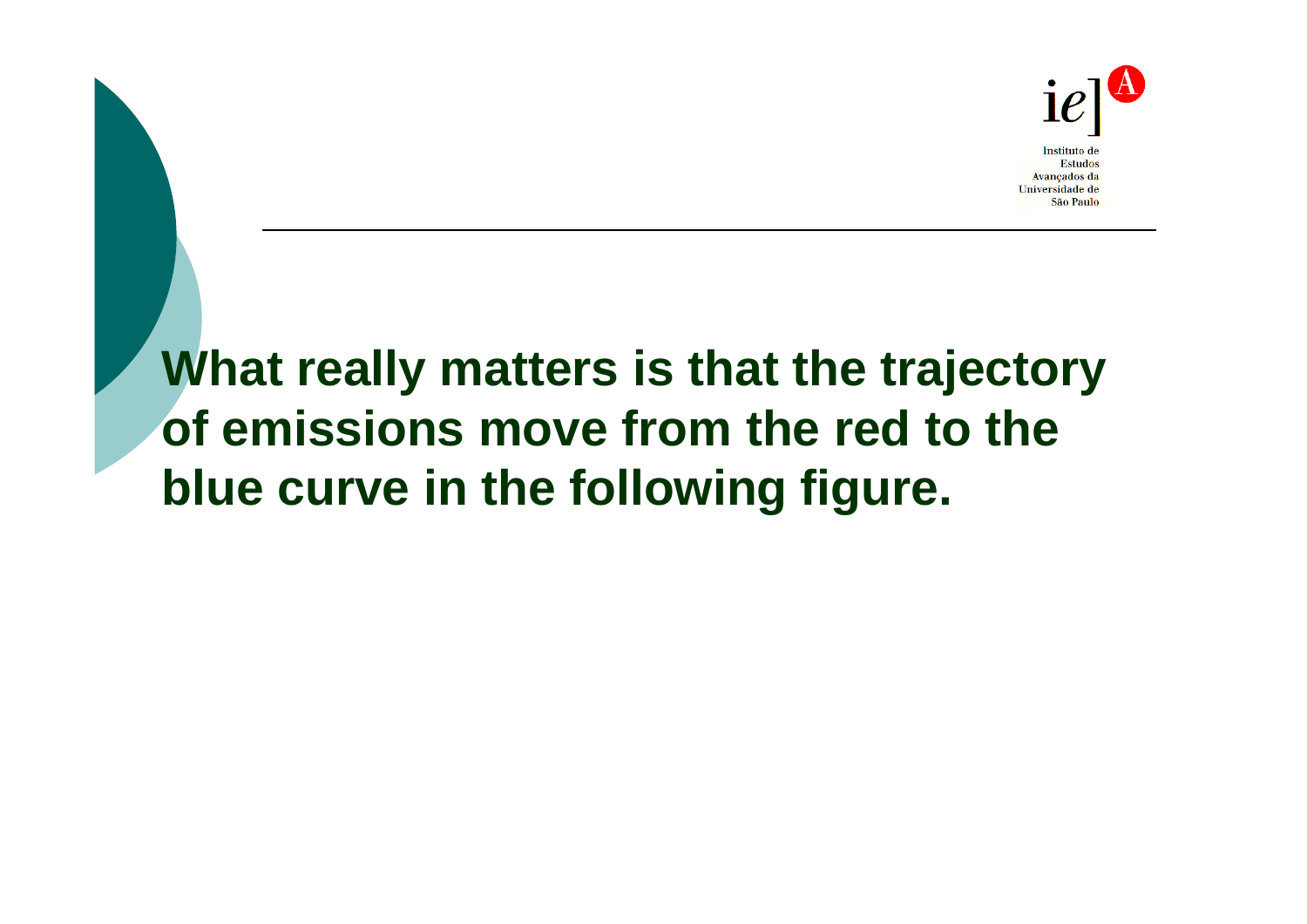**What really matters is that the trajectory of emissions move from the red to the blue curve in the following figure.**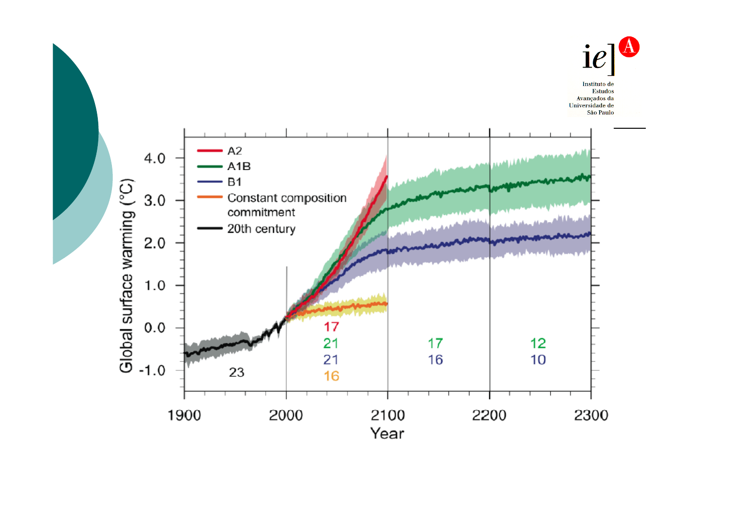Global surface warming (°C)

- A2
- A1B
- B1
- Constant composition commitment
- 20th century

| Period | A2 | A1B | B1 | Constant composition commitment | 20th century |
|---|---|---|---|---|---|
| 1900–2000 | | | | | 23 |
| 2000–2100 | 17 | 21 | 21 | 16 | |
| 2100–2200 | | 17 | 16 | | |
| 2200–2300 | | 12 | 10 | | |

Year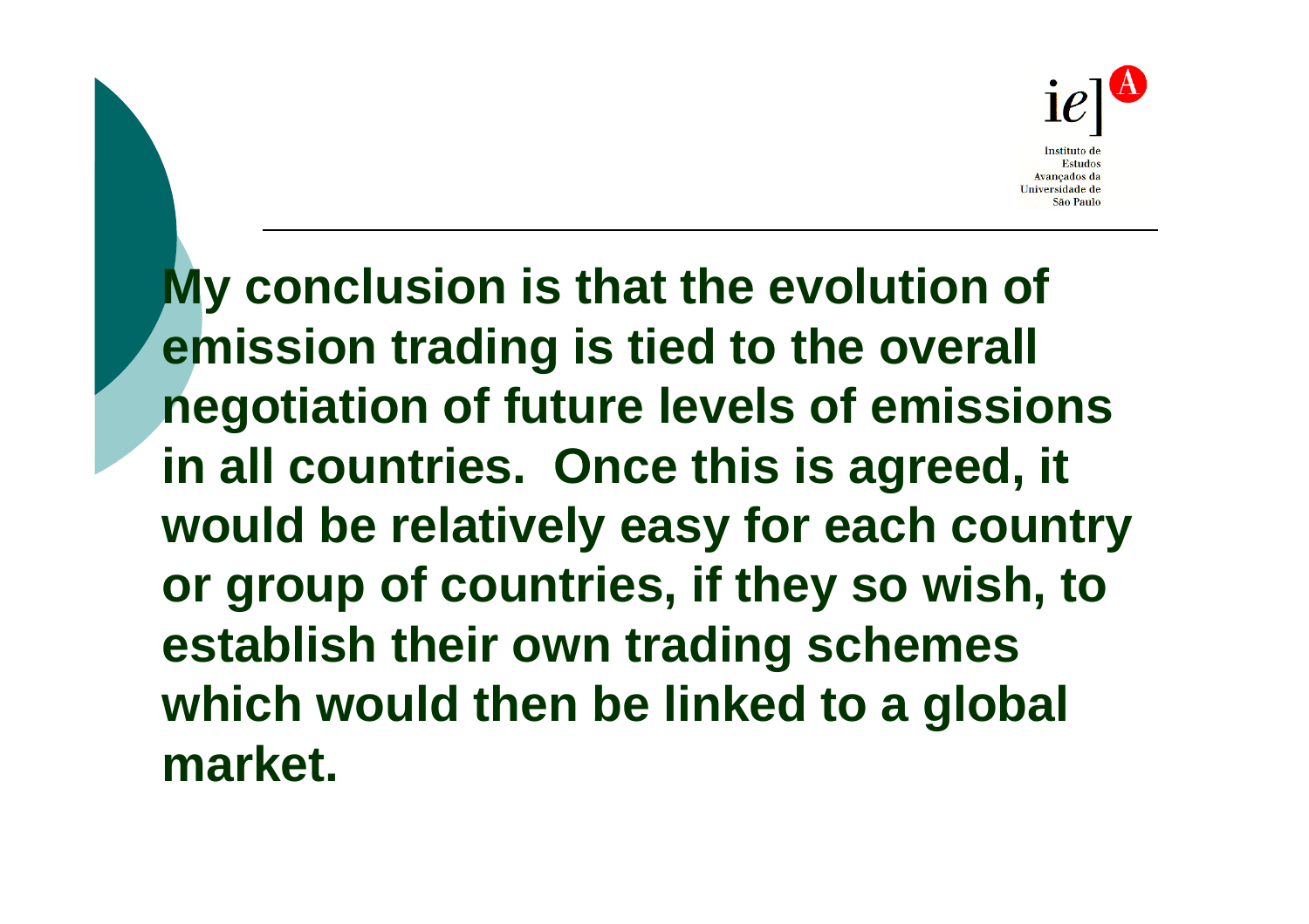**My conclusion is that the evolution of emission trading is tied to the overall negotiation of future levels of emissions in all countries. Once this is agreed, it would be relatively easy for each country or group of countries, if they so wish, to establish their own trading schemes which would then be linked to a global market.**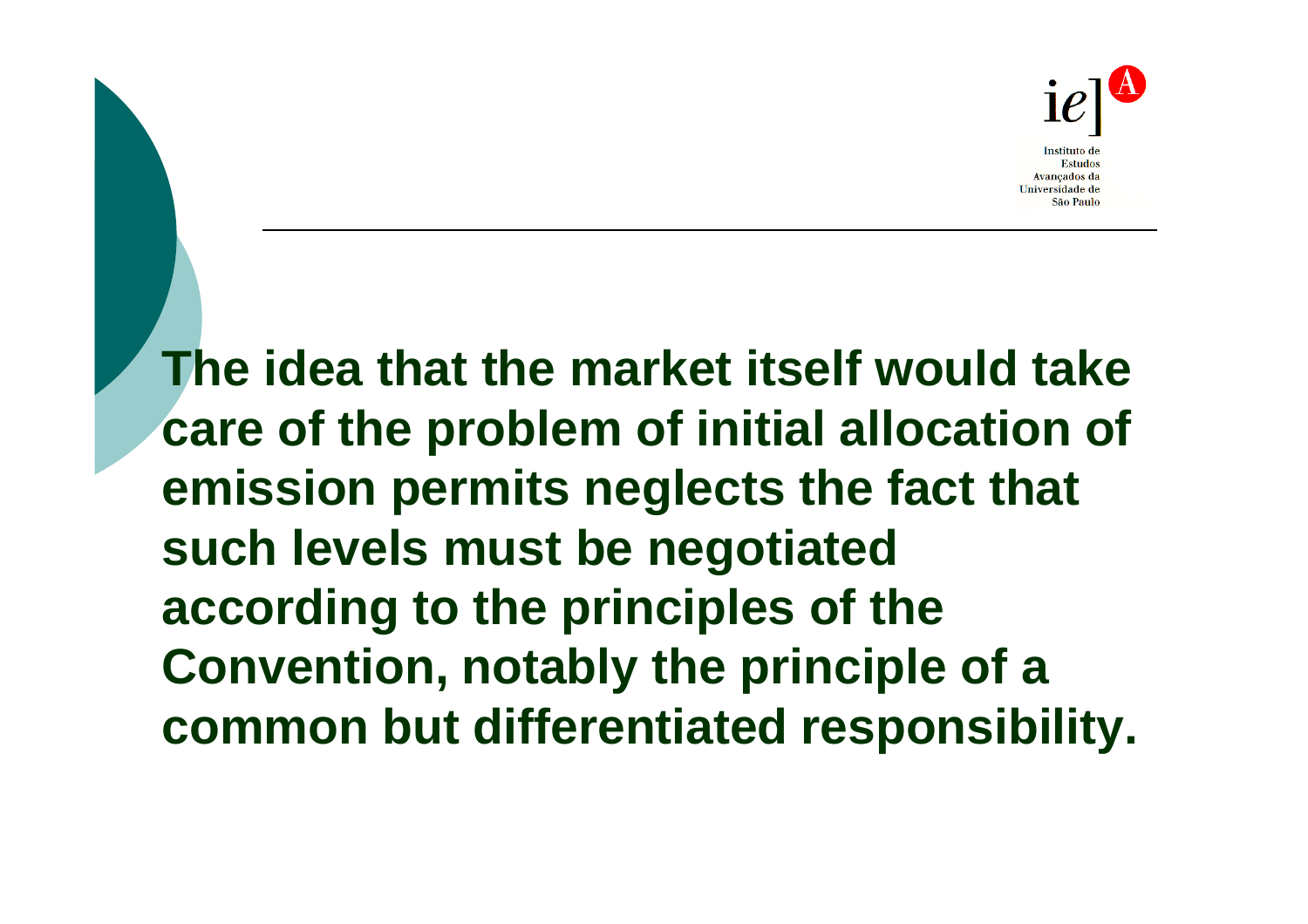**The idea that the market itself would take care of the problem of initial allocation of emission permits neglects the fact that such levels must be negotiated according to the principles of the Convention, notably the principle of a common but differentiated responsibility.**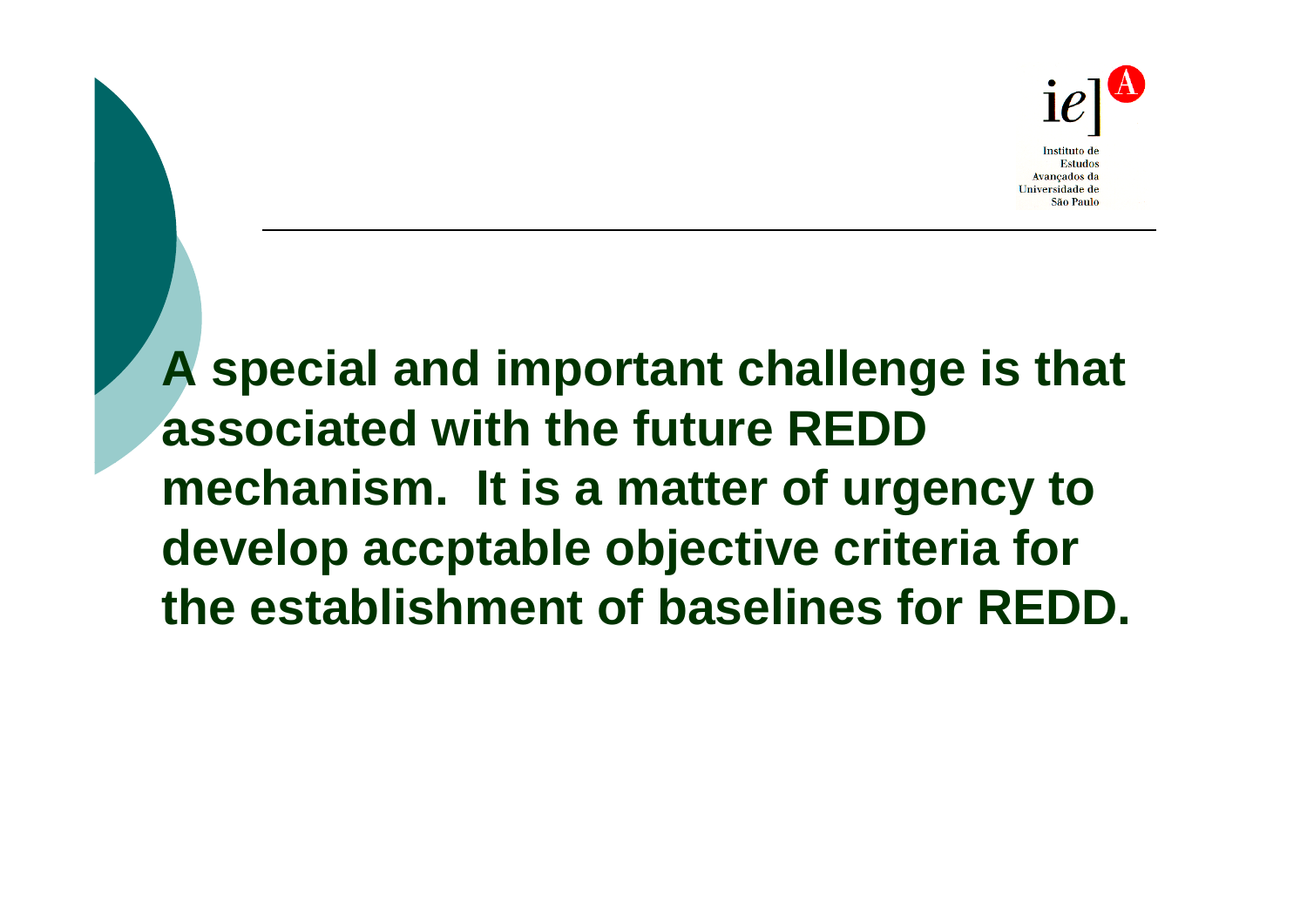**A special and important challenge is that associated with the future REDD mechanism. It is a matter of urgency to develop accptable objective criteria for the establishment of baselines for REDD.**